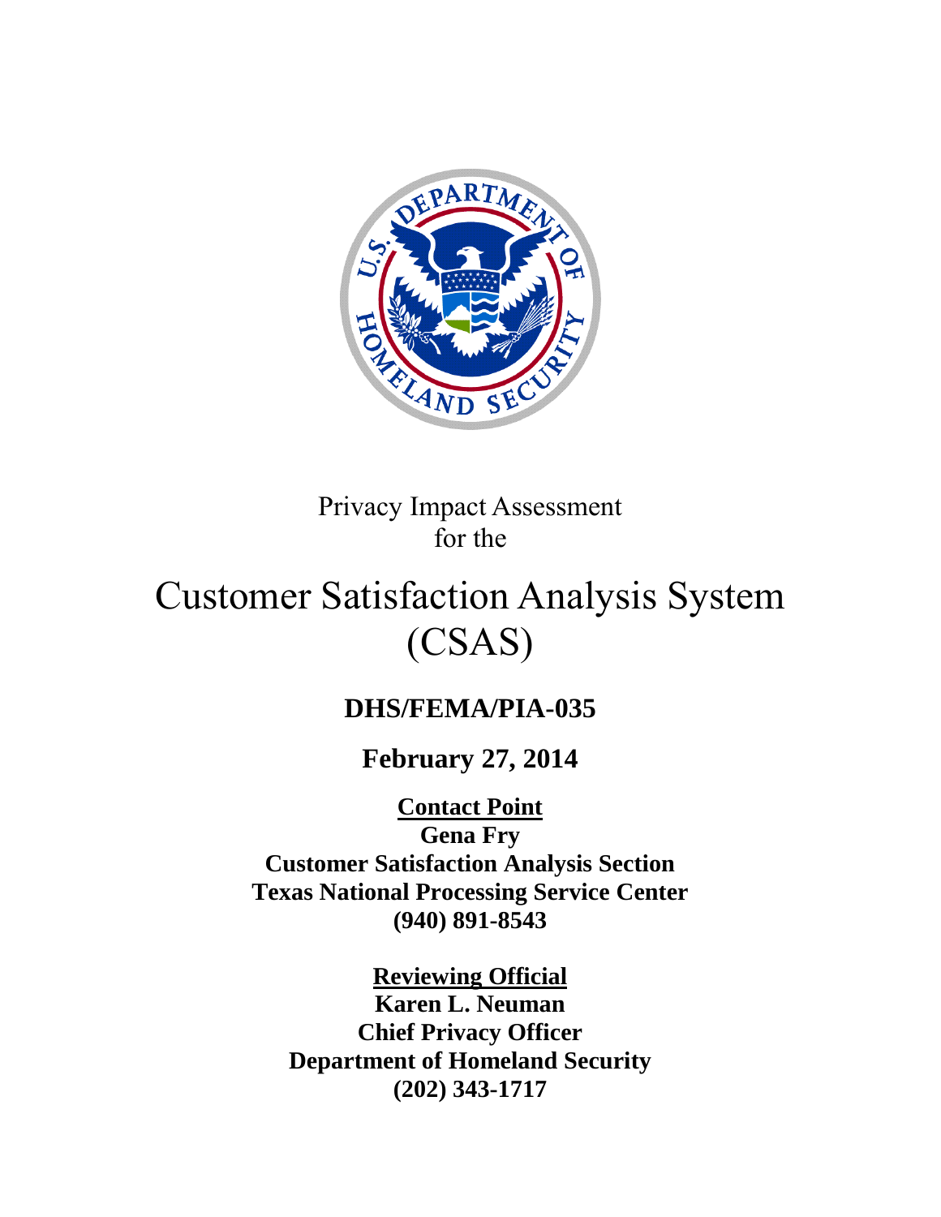Privacy Impact Assessment
for the

# Customer Satisfaction Analysis System (CSAS)

## DHS/FEMA/PIA-035

**February 27, 2014**

**Contact Point**
**Gena Fry**
**Customer Satisfaction Analysis Section**
**Texas National Processing Service Center**
**(940) 891-8543**

**Reviewing Official**
**Karen L. Neuman**
**Chief Privacy Officer**
**Department of Homeland Security**
**(202) 343-1717**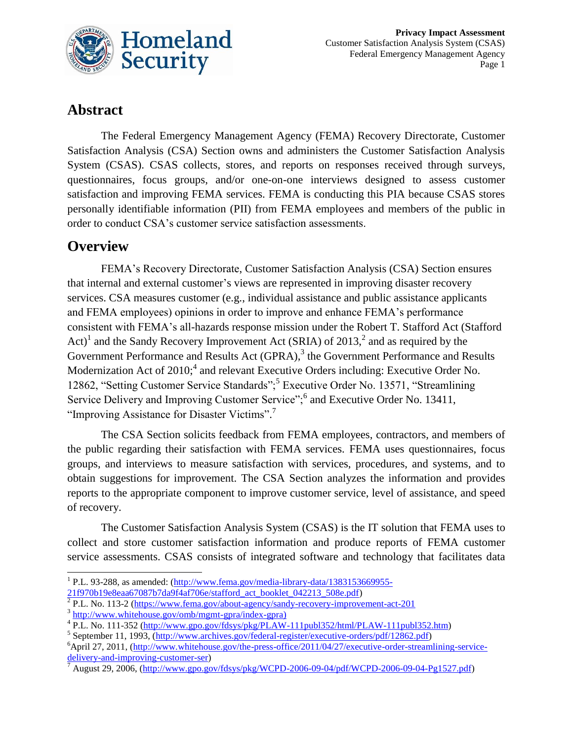## Abstract

The Federal Emergency Management Agency (FEMA) Recovery Directorate, Customer Satisfaction Analysis (CSA) Section owns and administers the Customer Satisfaction Analysis System (CSAS). CSAS collects, stores, and reports on responses received through surveys, questionnaires, focus groups, and/or one-on-one interviews designed to assess customer satisfaction and improving FEMA services. FEMA is conducting this PIA because CSAS stores personally identifiable information (PII) from FEMA employees and members of the public in order to conduct CSA's customer service satisfaction assessments.

## Overview

FEMA's Recovery Directorate, Customer Satisfaction Analysis (CSA) Section ensures that internal and external customer's views are represented in improving disaster recovery services. CSA measures customer (e.g., individual assistance and public assistance applicants and FEMA employees) opinions in order to improve and enhance FEMA's performance consistent with FEMA's all-hazards response mission under the Robert T. Stafford Act (Stafford Act)[1] and the Sandy Recovery Improvement Act (SRIA) of 2013,[2] and as required by the Government Performance and Results Act (GPRA),[3] the Government Performance and Results Modernization Act of 2010;[4] and relevant Executive Orders including: Executive Order No. 12862, "Setting Customer Service Standards";[5] Executive Order No. 13571, "Streamlining Service Delivery and Improving Customer Service";[6] and Executive Order No. 13411, "Improving Assistance for Disaster Victims".[7]

The CSA Section solicits feedback from FEMA employees, contractors, and members of the public regarding their satisfaction with FEMA services. FEMA uses questionnaires, focus groups, and interviews to measure satisfaction with services, procedures, and systems, and to obtain suggestions for improvement. The CSA Section analyzes the information and provides reports to the appropriate component to improve customer service, level of assistance, and speed of recovery.

The Customer Satisfaction Analysis System (CSAS) is the IT solution that FEMA uses to collect and store customer satisfaction information and produce reports of FEMA customer service assessments. CSAS consists of integrated software and technology that facilitates data

---

[1] P.L. 93-288, as amended: (http://www.fema.gov/media-library-data/1383153669955-21f970b19e8eaa67087b7da9f4af706e/stafford_act_booklet_042213_508e.pdf)

[2] P.L. No. 113-2 (https://www.fema.gov/about-agency/sandy-recovery-improvement-act-201

[3] http://www.whitehouse.gov/omb/mgmt-gpra/index-gpra)

[4] P.L. No. 111-352 (http://www.gpo.gov/fdsys/pkg/PLAW-111publ352/html/PLAW-111publ352.htm)

[5] September 11, 1993, (http://www.archives.gov/federal-register/executive-orders/pdf/12862.pdf)

[6] April 27, 2011, (http://www.whitehouse.gov/the-press-office/2011/04/27/executive-order-streamlining-service-delivery-and-improving-customer-ser)

[7] August 29, 2006, (http://www.gpo.gov/fdsys/pkg/WCPD-2006-09-04/pdf/WCPD-2006-09-04-Pg1527.pdf)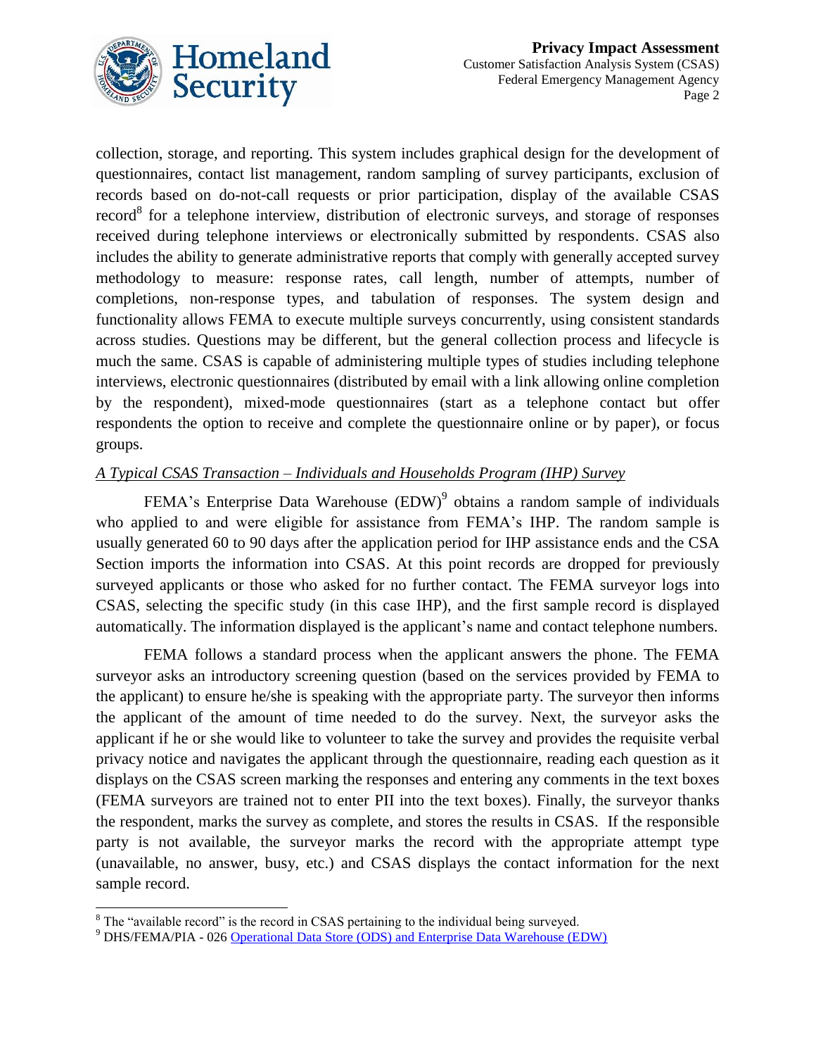collection, storage, and reporting. This system includes graphical design for the development of questionnaires, contact list management, random sampling of survey participants, exclusion of records based on do-not-call requests or prior participation, display of the available CSAS record[8] for a telephone interview, distribution of electronic surveys, and storage of responses received during telephone interviews or electronically submitted by respondents. CSAS also includes the ability to generate administrative reports that comply with generally accepted survey methodology to measure: response rates, call length, number of attempts, number of completions, non-response types, and tabulation of responses. The system design and functionality allows FEMA to execute multiple surveys concurrently, using consistent standards across studies. Questions may be different, but the general collection process and lifecycle is much the same. CSAS is capable of administering multiple types of studies including telephone interviews, electronic questionnaires (distributed by email with a link allowing online completion by the respondent), mixed-mode questionnaires (start as a telephone contact but offer respondents the option to receive and complete the questionnaire online or by paper), or focus groups.

*A Typical CSAS Transaction – Individuals and Households Program (IHP) Survey*

FEMA's Enterprise Data Warehouse (EDW)[9] obtains a random sample of individuals who applied to and were eligible for assistance from FEMA's IHP. The random sample is usually generated 60 to 90 days after the application period for IHP assistance ends and the CSA Section imports the information into CSAS. At this point records are dropped for previously surveyed applicants or those who asked for no further contact. The FEMA surveyor logs into CSAS, selecting the specific study (in this case IHP), and the first sample record is displayed automatically. The information displayed is the applicant's name and contact telephone numbers.

FEMA follows a standard process when the applicant answers the phone. The FEMA surveyor asks an introductory screening question (based on the services provided by FEMA to the applicant) to ensure he/she is speaking with the appropriate party. The surveyor then informs the applicant of the amount of time needed to do the survey. Next, the surveyor asks the applicant if he or she would like to volunteer to take the survey and provides the requisite verbal privacy notice and navigates the applicant through the questionnaire, reading each question as it displays on the CSAS screen marking the responses and entering any comments in the text boxes (FEMA surveyors are trained not to enter PII into the text boxes). Finally, the surveyor thanks the respondent, marks the survey as complete, and stores the results in CSAS. If the responsible party is not available, the surveyor marks the record with the appropriate attempt type (unavailable, no answer, busy, etc.) and CSAS displays the contact information for the next sample record.

---

[8] The "available record" is the record in CSAS pertaining to the individual being surveyed.

[9] DHS/FEMA/PIA - 026 Operational Data Store (ODS) and Enterprise Data Warehouse (EDW)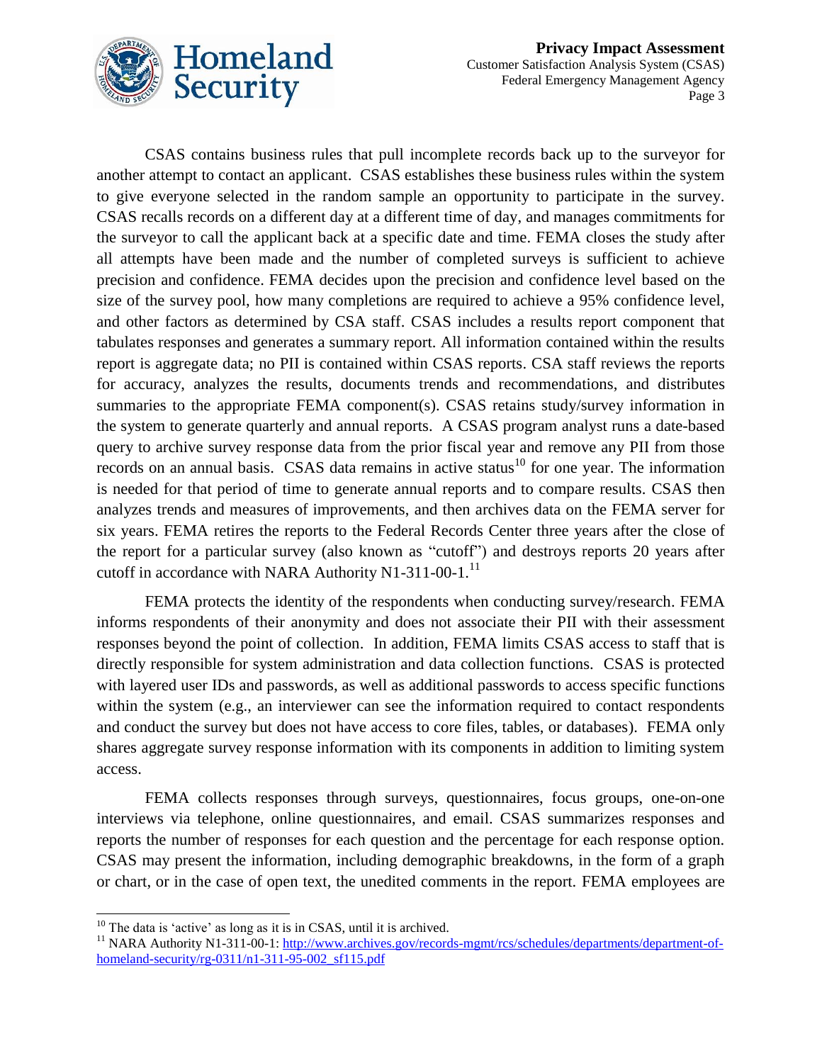CSAS contains business rules that pull incomplete records back up to the surveyor for another attempt to contact an applicant. CSAS establishes these business rules within the system to give everyone selected in the random sample an opportunity to participate in the survey. CSAS recalls records on a different day at a different time of day, and manages commitments for the surveyor to call the applicant back at a specific date and time. FEMA closes the study after all attempts have been made and the number of completed surveys is sufficient to achieve precision and confidence. FEMA decides upon the precision and confidence level based on the size of the survey pool, how many completions are required to achieve a 95% confidence level, and other factors as determined by CSA staff. CSAS includes a results report component that tabulates responses and generates a summary report. All information contained within the results report is aggregate data; no PII is contained within CSAS reports. CSA staff reviews the reports for accuracy, analyzes the results, documents trends and recommendations, and distributes summaries to the appropriate FEMA component(s). CSAS retains study/survey information in the system to generate quarterly and annual reports. A CSAS program analyst runs a date-based query to archive survey response data from the prior fiscal year and remove any PII from those records on an annual basis. CSAS data remains in active status[10] for one year. The information is needed for that period of time to generate annual reports and to compare results. CSAS then analyzes trends and measures of improvements, and then archives data on the FEMA server for six years. FEMA retires the reports to the Federal Records Center three years after the close of the report for a particular survey (also known as "cutoff") and destroys reports 20 years after cutoff in accordance with NARA Authority N1-311-00-1.[11]

FEMA protects the identity of the respondents when conducting survey/research. FEMA informs respondents of their anonymity and does not associate their PII with their assessment responses beyond the point of collection. In addition, FEMA limits CSAS access to staff that is directly responsible for system administration and data collection functions. CSAS is protected with layered user IDs and passwords, as well as additional passwords to access specific functions within the system (e.g., an interviewer can see the information required to contact respondents and conduct the survey but does not have access to core files, tables, or databases). FEMA only shares aggregate survey response information with its components in addition to limiting system access.

FEMA collects responses through surveys, questionnaires, focus groups, one-on-one interviews via telephone, online questionnaires, and email. CSAS summarizes responses and reports the number of responses for each question and the percentage for each response option. CSAS may present the information, including demographic breakdowns, in the form of a graph or chart, or in the case of open text, the unedited comments in the report. FEMA employees are

---

[10] The data is 'active' as long as it is in CSAS, until it is archived.

[11] NARA Authority N1-311-00-1: http://www.archives.gov/records-mgmt/rcs/schedules/departments/department-of-homeland-security/rg-0311/n1-311-95-002_sf115.pdf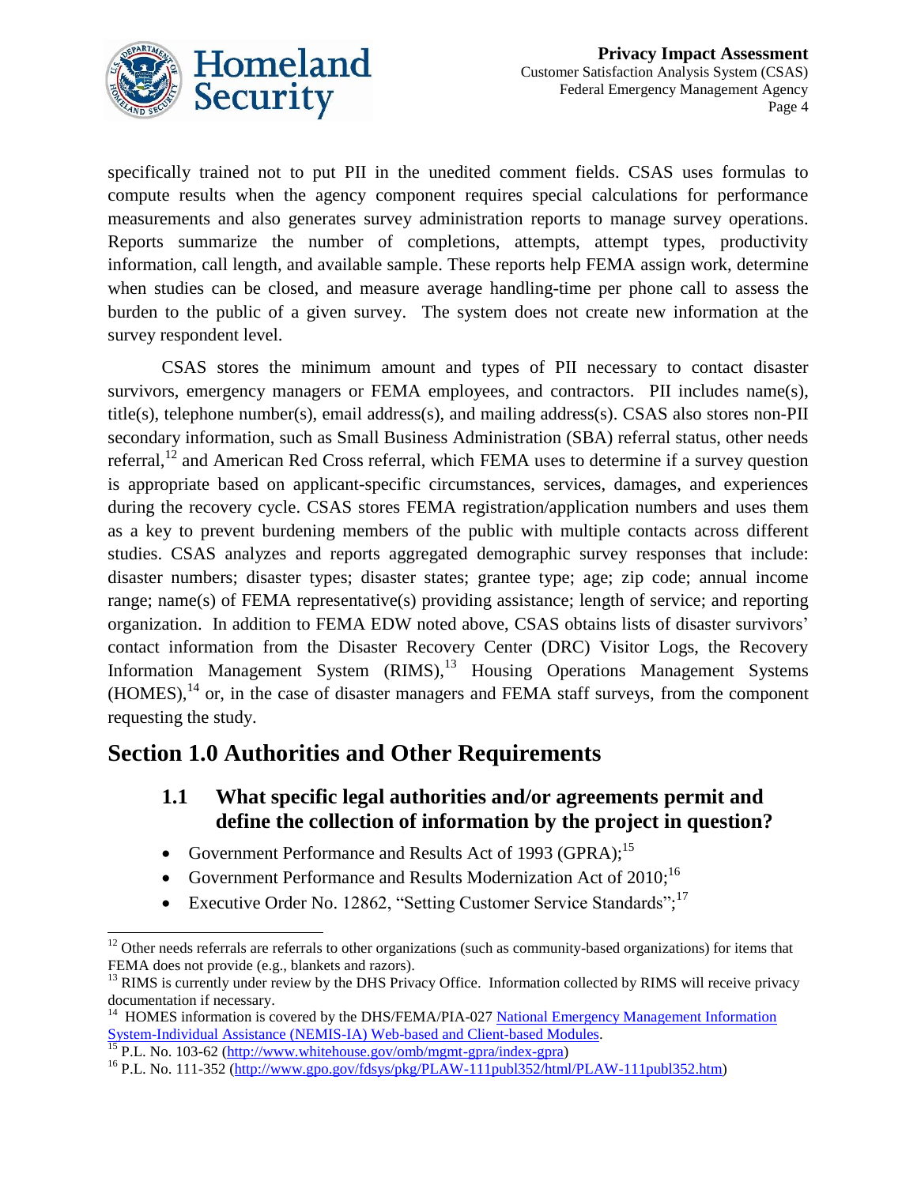specifically trained not to put PII in the unedited comment fields. CSAS uses formulas to compute results when the agency component requires special calculations for performance measurements and also generates survey administration reports to manage survey operations. Reports summarize the number of completions, attempts, attempt types, productivity information, call length, and available sample. These reports help FEMA assign work, determine when studies can be closed, and measure average handling-time per phone call to assess the burden to the public of a given survey. The system does not create new information at the survey respondent level.

CSAS stores the minimum amount and types of PII necessary to contact disaster survivors, emergency managers or FEMA employees, and contractors. PII includes name(s), title(s), telephone number(s), email address(s), and mailing address(s). CSAS also stores non-PII secondary information, such as Small Business Administration (SBA) referral status, other needs referral,[12] and American Red Cross referral, which FEMA uses to determine if a survey question is appropriate based on applicant-specific circumstances, services, damages, and experiences during the recovery cycle. CSAS stores FEMA registration/application numbers and uses them as a key to prevent burdening members of the public with multiple contacts across different studies. CSAS analyzes and reports aggregated demographic survey responses that include: disaster numbers; disaster types; disaster states; grantee type; age; zip code; annual income range; name(s) of FEMA representative(s) providing assistance; length of service; and reporting organization. In addition to FEMA EDW noted above, CSAS obtains lists of disaster survivors' contact information from the Disaster Recovery Center (DRC) Visitor Logs, the Recovery Information Management System (RIMS),[13] Housing Operations Management Systems (HOMES),[14] or, in the case of disaster managers and FEMA staff surveys, from the component requesting the study.

## Section 1.0 Authorities and Other Requirements

### 1.1 What specific legal authorities and/or agreements permit and define the collection of information by the project in question?

- Government Performance and Results Act of 1993 (GPRA);[15]
- Government Performance and Results Modernization Act of 2010;[16]
- Executive Order No. 12862, "Setting Customer Service Standards";[17]

---

[12] Other needs referrals are referrals to other organizations (such as community-based organizations) for items that FEMA does not provide (e.g., blankets and razors).

[13] RIMS is currently under review by the DHS Privacy Office. Information collected by RIMS will receive privacy documentation if necessary.

[14] HOMES information is covered by the DHS/FEMA/PIA-027 National Emergency Management Information System-Individual Assistance (NEMIS-IA) Web-based and Client-based Modules.

[15] P.L. No. 103-62 (http://www.whitehouse.gov/omb/mgmt-gpra/index-gpra)

[16] P.L. No. 111-352 (http://www.gpo.gov/fdsys/pkg/PLAW-111publ352/html/PLAW-111publ352.htm)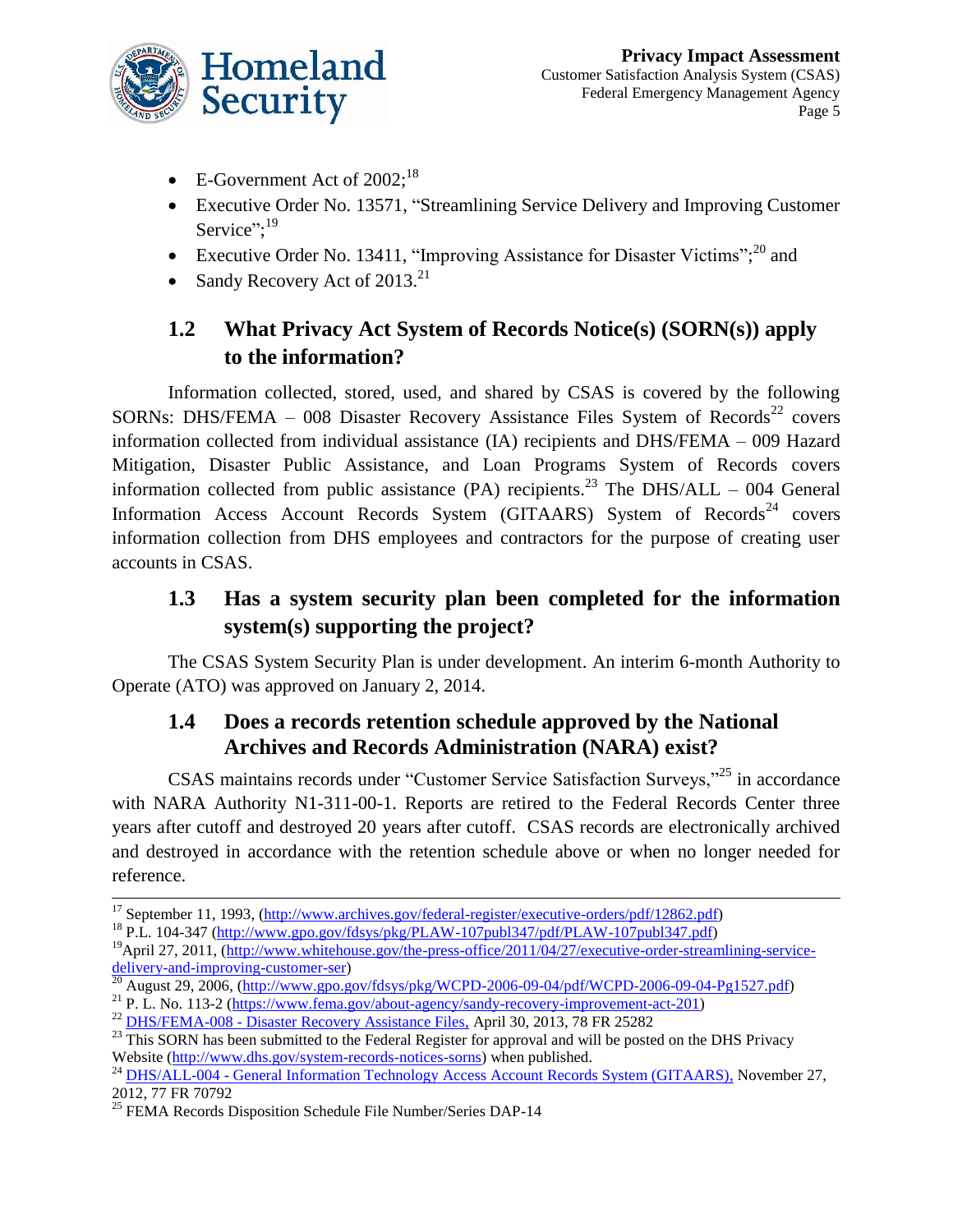- E-Government Act of 2002;[18]
- Executive Order No. 13571, "Streamlining Service Delivery and Improving Customer Service";[19]
- Executive Order No. 13411, "Improving Assistance for Disaster Victims";[20] and
- Sandy Recovery Act of 2013.[21]

## 1.2 What Privacy Act System of Records Notice(s) (SORN(s)) apply to the information?

Information collected, stored, used, and shared by CSAS is covered by the following SORNs: DHS/FEMA – 008 Disaster Recovery Assistance Files System of Records[22] covers information collected from individual assistance (IA) recipients and DHS/FEMA – 009 Hazard Mitigation, Disaster Public Assistance, and Loan Programs System of Records covers information collected from public assistance (PA) recipients.[23] The DHS/ALL – 004 General Information Access Account Records System (GITAARS) System of Records[24] covers information collection from DHS employees and contractors for the purpose of creating user accounts in CSAS.

## 1.3 Has a system security plan been completed for the information system(s) supporting the project?

The CSAS System Security Plan is under development. An interim 6-month Authority to Operate (ATO) was approved on January 2, 2014.

## 1.4 Does a records retention schedule approved by the National Archives and Records Administration (NARA) exist?

CSAS maintains records under "Customer Service Satisfaction Surveys,"[25] in accordance with NARA Authority N1-311-00-1. Reports are retired to the Federal Records Center three years after cutoff and destroyed 20 years after cutoff. CSAS records are electronically archived and destroyed in accordance with the retention schedule above or when no longer needed for reference.

---

[17] September 11, 1993, (http://www.archives.gov/federal-register/executive-orders/pdf/12862.pdf)

[18] P.L. 104-347 (http://www.gpo.gov/fdsys/pkg/PLAW-107publ347/pdf/PLAW-107publ347.pdf)

[19] April 27, 2011, (http://www.whitehouse.gov/the-press-office/2011/04/27/executive-order-streamlining-service-delivery-and-improving-customer-ser)

[20] August 29, 2006, (http://www.gpo.gov/fdsys/pkg/WCPD-2006-09-04/pdf/WCPD-2006-09-04-Pg1527.pdf)

[21] P. L. No. 113-2 (https://www.fema.gov/about-agency/sandy-recovery-improvement-act-201)

[22] DHS/FEMA-008 - Disaster Recovery Assistance Files, April 30, 2013, 78 FR 25282

[23] This SORN has been submitted to the Federal Register for approval and will be posted on the DHS Privacy Website (http://www.dhs.gov/system-records-notices-sorns) when published.

[24] DHS/ALL-004 - General Information Technology Access Account Records System (GITAARS), November 27, 2012, 77 FR 70792

[25] FEMA Records Disposition Schedule File Number/Series DAP-14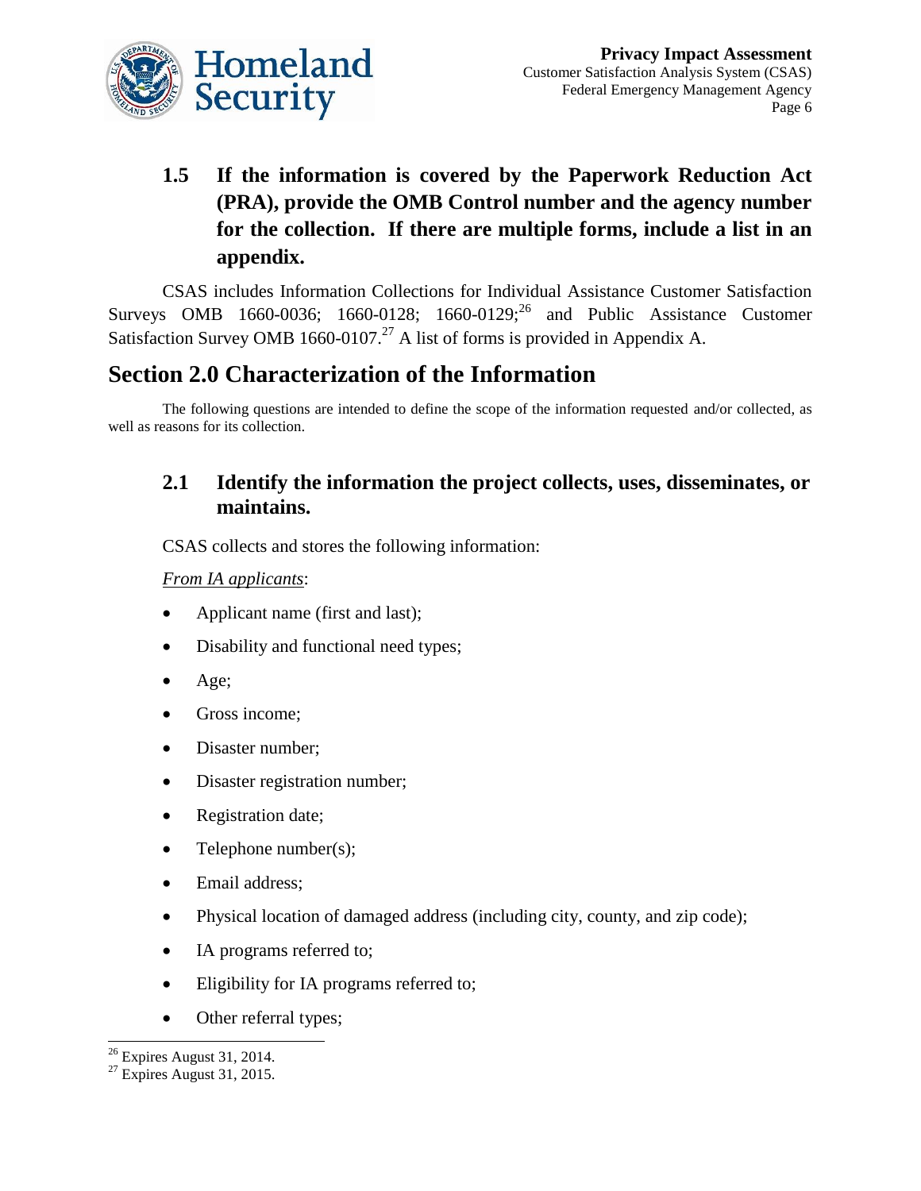### 1.5 If the information is covered by the Paperwork Reduction Act (PRA), provide the OMB Control number and the agency number for the collection. If there are multiple forms, include a list in an appendix.

CSAS includes Information Collections for Individual Assistance Customer Satisfaction Surveys OMB 1660-0036; 1660-0128; 1660-0129;[26] and Public Assistance Customer Satisfaction Survey OMB 1660-0107.[27] A list of forms is provided in Appendix A.

## Section 2.0 Characterization of the Information

The following questions are intended to define the scope of the information requested and/or collected, as well as reasons for its collection.

### 2.1 Identify the information the project collects, uses, disseminates, or maintains.

CSAS collects and stores the following information:

*From IA applicants*:

- Applicant name (first and last);
- Disability and functional need types;
- Age;
- Gross income;
- Disaster number;
- Disaster registration number;
- Registration date;
- Telephone number(s);
- Email address;
- Physical location of damaged address (including city, county, and zip code);
- IA programs referred to;
- Eligibility for IA programs referred to;
- Other referral types;

[26] Expires August 31, 2014.

[27] Expires August 31, 2015.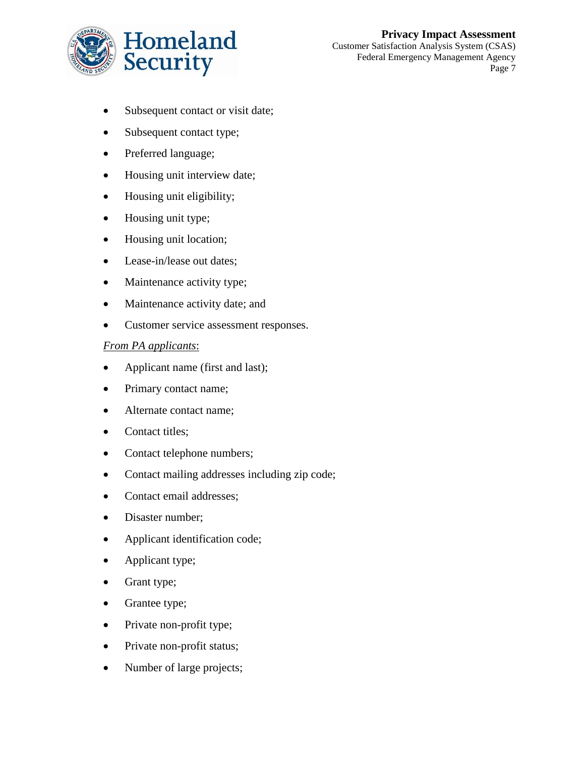- Subsequent contact or visit date;
- Subsequent contact type;
- Preferred language;
- Housing unit interview date;
- Housing unit eligibility;
- Housing unit type;
- Housing unit location;
- Lease-in/lease out dates;
- Maintenance activity type;
- Maintenance activity date; and
- Customer service assessment responses.

*From PA applicants*:

- Applicant name (first and last);
- Primary contact name;
- Alternate contact name;
- Contact titles;
- Contact telephone numbers;
- Contact mailing addresses including zip code;
- Contact email addresses;
- Disaster number;
- Applicant identification code;
- Applicant type;
- Grant type;
- Grantee type;
- Private non-profit type;
- Private non-profit status;
- Number of large projects;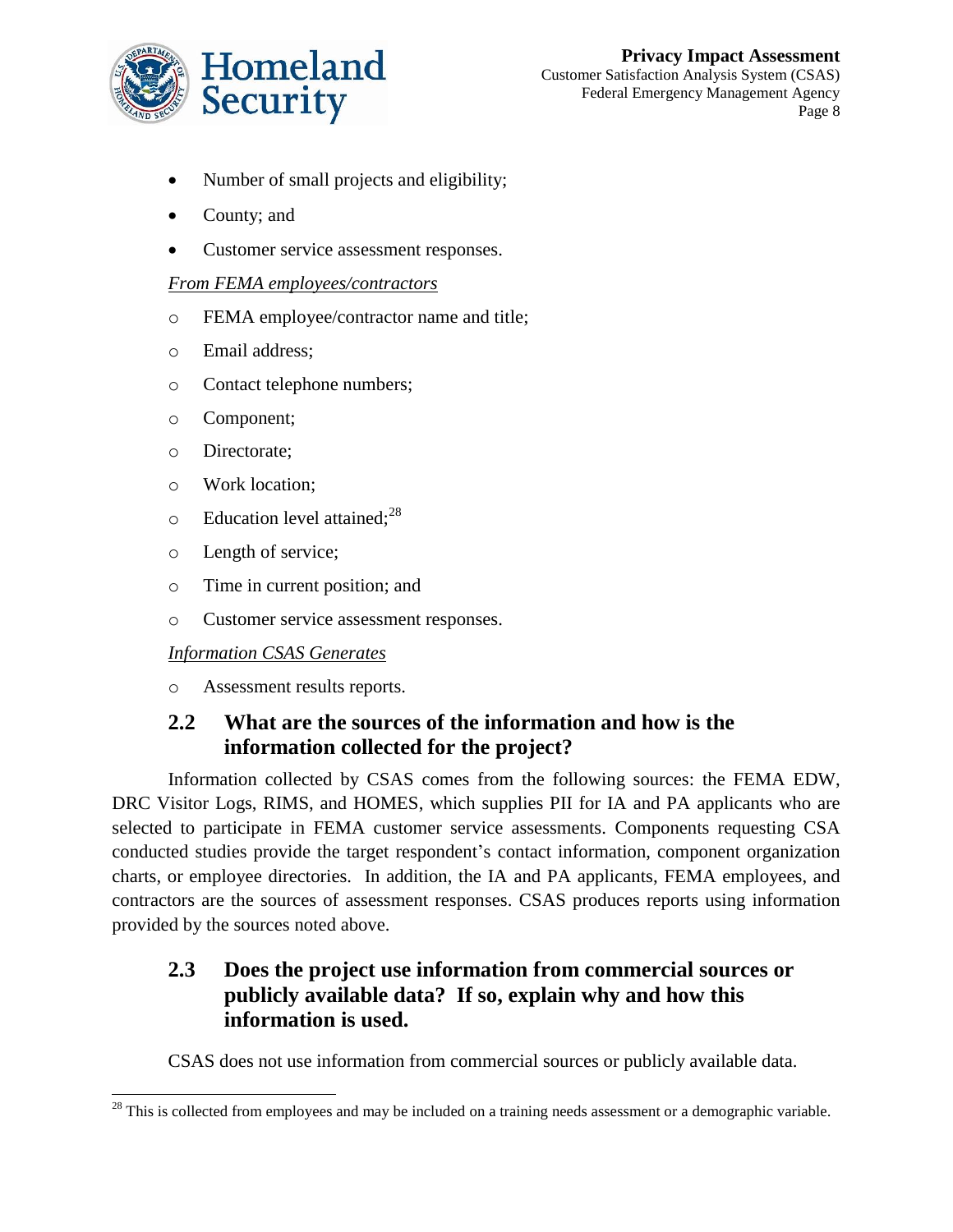- Number of small projects and eligibility;
- County; and
- Customer service assessment responses.

*From FEMA employees/contractors*

- FEMA employee/contractor name and title;
- Email address;
- Contact telephone numbers;
- Component;
- Directorate;
- Work location;
- Education level attained;[28]
- Length of service;
- Time in current position; and
- Customer service assessment responses.

*Information CSAS Generates*

- Assessment results reports.

## 2.2 What are the sources of the information and how is the information collected for the project?

Information collected by CSAS comes from the following sources: the FEMA EDW, DRC Visitor Logs, RIMS, and HOMES, which supplies PII for IA and PA applicants who are selected to participate in FEMA customer service assessments. Components requesting CSA conducted studies provide the target respondent's contact information, component organization charts, or employee directories. In addition, the IA and PA applicants, FEMA employees, and contractors are the sources of assessment responses. CSAS produces reports using information provided by the sources noted above.

## 2.3 Does the project use information from commercial sources or publicly available data? If so, explain why and how this information is used.

CSAS does not use information from commercial sources or publicly available data.

---

[28] This is collected from employees and may be included on a training needs assessment or a demographic variable.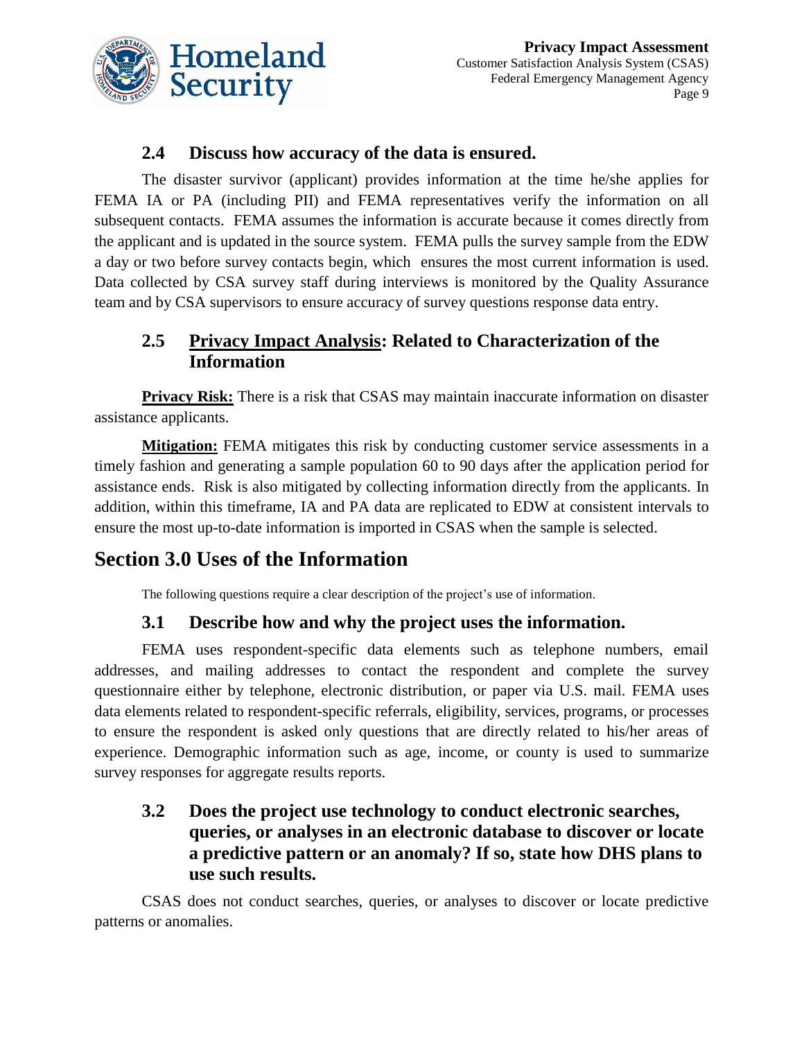### 2.4 Discuss how accuracy of the data is ensured.

The disaster survivor (applicant) provides information at the time he/she applies for FEMA IA or PA (including PII) and FEMA representatives verify the information on all subsequent contacts. FEMA assumes the information is accurate because it comes directly from the applicant and is updated in the source system. FEMA pulls the survey sample from the EDW a day or two before survey contacts begin, which ensures the most current information is used. Data collected by CSA survey staff during interviews is monitored by the Quality Assurance team and by CSA supervisors to ensure accuracy of survey questions response data entry.

### 2.5 Privacy Impact Analysis: Related to Characterization of the Information

**Privacy Risk:** There is a risk that CSAS may maintain inaccurate information on disaster assistance applicants.

**Mitigation:** FEMA mitigates this risk by conducting customer service assessments in a timely fashion and generating a sample population 60 to 90 days after the application period for assistance ends. Risk is also mitigated by collecting information directly from the applicants. In addition, within this timeframe, IA and PA data are replicated to EDW at consistent intervals to ensure the most up-to-date information is imported in CSAS when the sample is selected.

## Section 3.0 Uses of the Information

The following questions require a clear description of the project's use of information.

### 3.1 Describe how and why the project uses the information.

FEMA uses respondent-specific data elements such as telephone numbers, email addresses, and mailing addresses to contact the respondent and complete the survey questionnaire either by telephone, electronic distribution, or paper via U.S. mail. FEMA uses data elements related to respondent-specific referrals, eligibility, services, programs, or processes to ensure the respondent is asked only questions that are directly related to his/her areas of experience. Demographic information such as age, income, or county is used to summarize survey responses for aggregate results reports.

### 3.2 Does the project use technology to conduct electronic searches, queries, or analyses in an electronic database to discover or locate a predictive pattern or an anomaly? If so, state how DHS plans to use such results.

CSAS does not conduct searches, queries, or analyses to discover or locate predictive patterns or anomalies.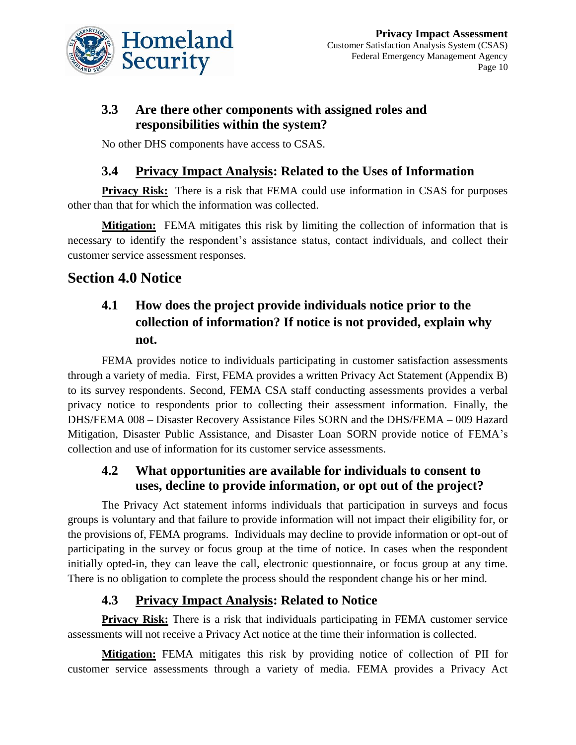### 3.3 Are there other components with assigned roles and responsibilities within the system?

No other DHS components have access to CSAS.

### 3.4 Privacy Impact Analysis: Related to the Uses of Information

**Privacy Risk:** There is a risk that FEMA could use information in CSAS for purposes other than that for which the information was collected.

**Mitigation:** FEMA mitigates this risk by limiting the collection of information that is necessary to identify the respondent's assistance status, contact individuals, and collect their customer service assessment responses.

## Section 4.0 Notice

### 4.1 How does the project provide individuals notice prior to the collection of information? If notice is not provided, explain why not.

FEMA provides notice to individuals participating in customer satisfaction assessments through a variety of media. First, FEMA provides a written Privacy Act Statement (Appendix B) to its survey respondents. Second, FEMA CSA staff conducting assessments provides a verbal privacy notice to respondents prior to collecting their assessment information. Finally, the DHS/FEMA 008 – Disaster Recovery Assistance Files SORN and the DHS/FEMA – 009 Hazard Mitigation, Disaster Public Assistance, and Disaster Loan SORN provide notice of FEMA's collection and use of information for its customer service assessments.

### 4.2 What opportunities are available for individuals to consent to uses, decline to provide information, or opt out of the project?

The Privacy Act statement informs individuals that participation in surveys and focus groups is voluntary and that failure to provide information will not impact their eligibility for, or the provisions of, FEMA programs. Individuals may decline to provide information or opt-out of participating in the survey or focus group at the time of notice. In cases when the respondent initially opted-in, they can leave the call, electronic questionnaire, or focus group at any time. There is no obligation to complete the process should the respondent change his or her mind.

### 4.3 Privacy Impact Analysis: Related to Notice

**Privacy Risk:** There is a risk that individuals participating in FEMA customer service assessments will not receive a Privacy Act notice at the time their information is collected.

**Mitigation:** FEMA mitigates this risk by providing notice of collection of PII for customer service assessments through a variety of media. FEMA provides a Privacy Act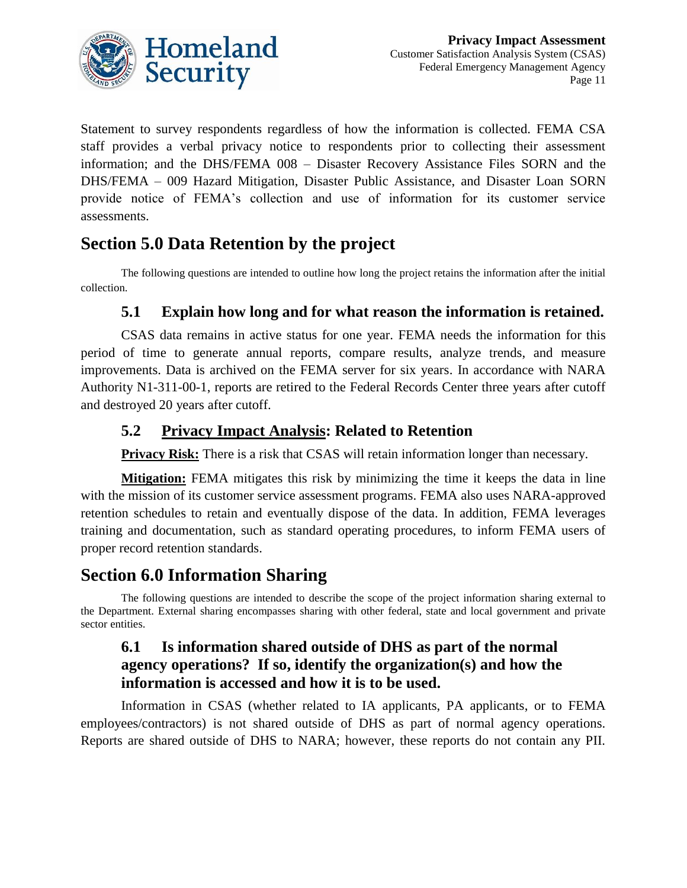Statement to survey respondents regardless of how the information is collected. FEMA CSA staff provides a verbal privacy notice to respondents prior to collecting their assessment information; and the DHS/FEMA 008 – Disaster Recovery Assistance Files SORN and the DHS/FEMA – 009 Hazard Mitigation, Disaster Public Assistance, and Disaster Loan SORN provide notice of FEMA's collection and use of information for its customer service assessments.

## Section 5.0 Data Retention by the project

The following questions are intended to outline how long the project retains the information after the initial collection.

### 5.1 Explain how long and for what reason the information is retained.

CSAS data remains in active status for one year. FEMA needs the information for this period of time to generate annual reports, compare results, analyze trends, and measure improvements. Data is archived on the FEMA server for six years. In accordance with NARA Authority N1-311-00-1, reports are retired to the Federal Records Center three years after cutoff and destroyed 20 years after cutoff.

### 5.2 Privacy Impact Analysis: Related to Retention

**Privacy Risk:** There is a risk that CSAS will retain information longer than necessary.

**Mitigation:** FEMA mitigates this risk by minimizing the time it keeps the data in line with the mission of its customer service assessment programs. FEMA also uses NARA-approved retention schedules to retain and eventually dispose of the data. In addition, FEMA leverages training and documentation, such as standard operating procedures, to inform FEMA users of proper record retention standards.

## Section 6.0 Information Sharing

The following questions are intended to describe the scope of the project information sharing external to the Department. External sharing encompasses sharing with other federal, state and local government and private sector entities.

### 6.1 Is information shared outside of DHS as part of the normal agency operations? If so, identify the organization(s) and how the information is accessed and how it is to be used.

Information in CSAS (whether related to IA applicants, PA applicants, or to FEMA employees/contractors) is not shared outside of DHS as part of normal agency operations. Reports are shared outside of DHS to NARA; however, these reports do not contain any PII.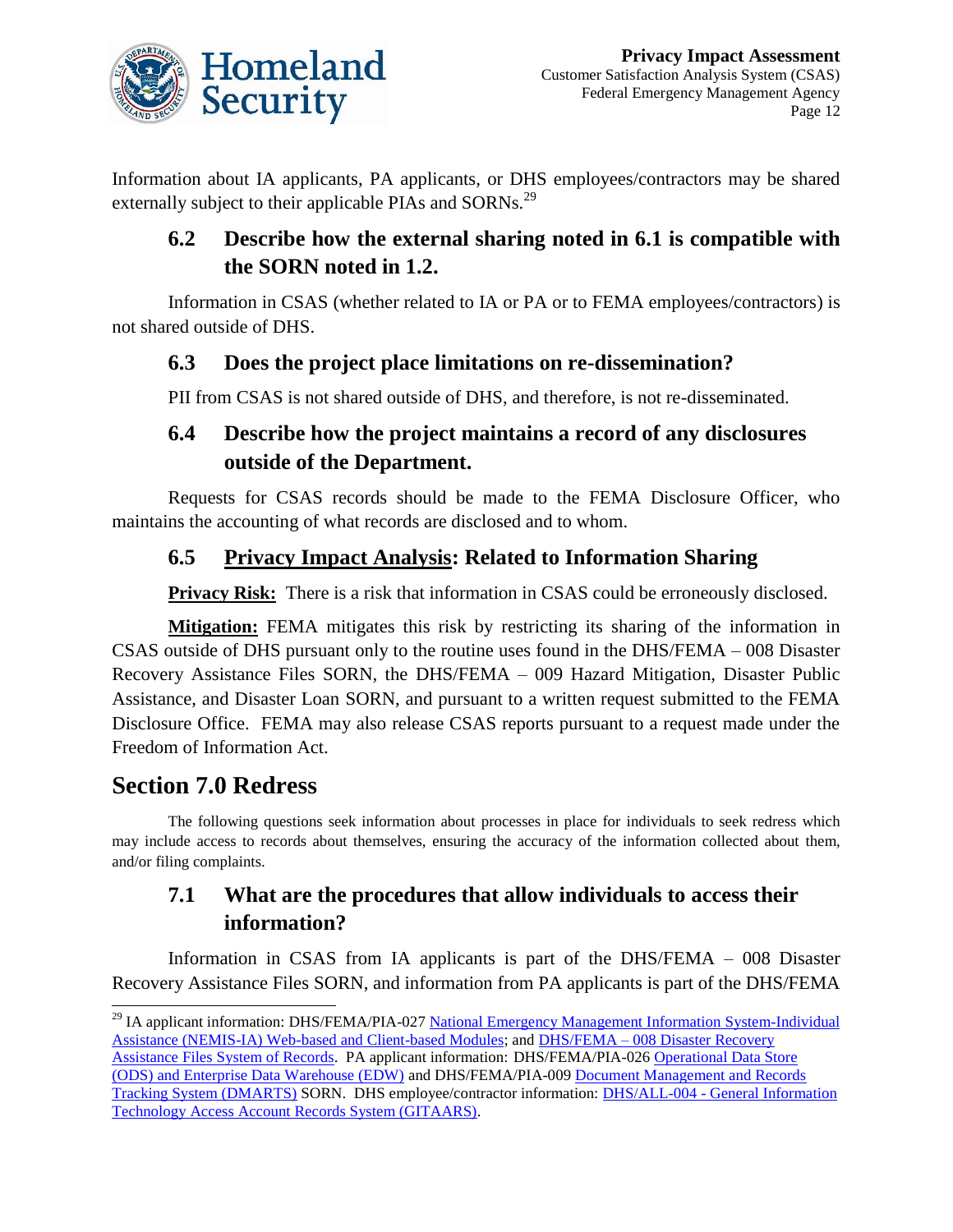Information about IA applicants, PA applicants, or DHS employees/contractors may be shared externally subject to their applicable PIAs and SORNs.[29]

### 6.2 Describe how the external sharing noted in 6.1 is compatible with the SORN noted in 1.2.

Information in CSAS (whether related to IA or PA or to FEMA employees/contractors) is not shared outside of DHS.

### 6.3 Does the project place limitations on re-dissemination?

PII from CSAS is not shared outside of DHS, and therefore, is not re-disseminated.

### 6.4 Describe how the project maintains a record of any disclosures outside of the Department.

Requests for CSAS records should be made to the FEMA Disclosure Officer, who maintains the accounting of what records are disclosed and to whom.

### 6.5 Privacy Impact Analysis: Related to Information Sharing

**Privacy Risk:** There is a risk that information in CSAS could be erroneously disclosed.

**Mitigation:** FEMA mitigates this risk by restricting its sharing of the information in CSAS outside of DHS pursuant only to the routine uses found in the DHS/FEMA – 008 Disaster Recovery Assistance Files SORN, the DHS/FEMA – 009 Hazard Mitigation, Disaster Public Assistance, and Disaster Loan SORN, and pursuant to a written request submitted to the FEMA Disclosure Office. FEMA may also release CSAS reports pursuant to a request made under the Freedom of Information Act.

## Section 7.0 Redress

The following questions seek information about processes in place for individuals to seek redress which may include access to records about themselves, ensuring the accuracy of the information collected about them, and/or filing complaints.

### 7.1 What are the procedures that allow individuals to access their information?

Information in CSAS from IA applicants is part of the DHS/FEMA – 008 Disaster Recovery Assistance Files SORN, and information from PA applicants is part of the DHS/FEMA

---

[29] IA applicant information: DHS/FEMA/PIA-027 National Emergency Management Information System-Individual Assistance (NEMIS-IA) Web-based and Client-based Modules; and DHS/FEMA – 008 Disaster Recovery Assistance Files System of Records. PA applicant information: DHS/FEMA/PIA-026 Operational Data Store (ODS) and Enterprise Data Warehouse (EDW) and DHS/FEMA/PIA-009 Document Management and Records Tracking System (DMARTS) SORN. DHS employee/contractor information: DHS/ALL-004 - General Information Technology Access Account Records System (GITAARS).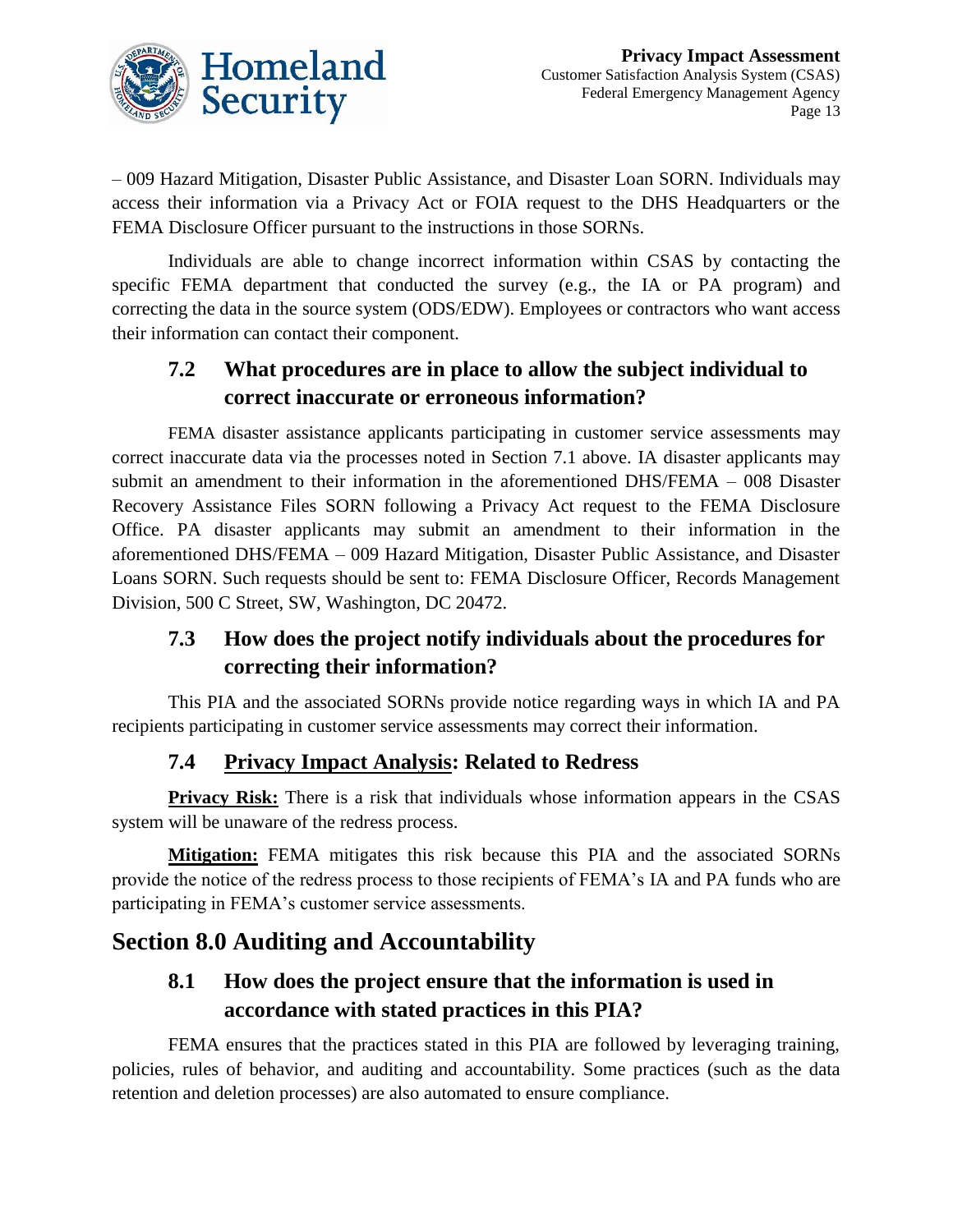– 009 Hazard Mitigation, Disaster Public Assistance, and Disaster Loan SORN. Individuals may access their information via a Privacy Act or FOIA request to the DHS Headquarters or the FEMA Disclosure Officer pursuant to the instructions in those SORNs.

Individuals are able to change incorrect information within CSAS by contacting the specific FEMA department that conducted the survey (e.g., the IA or PA program) and correcting the data in the source system (ODS/EDW). Employees or contractors who want access their information can contact their component.

### 7.2 What procedures are in place to allow the subject individual to correct inaccurate or erroneous information?

FEMA disaster assistance applicants participating in customer service assessments may correct inaccurate data via the processes noted in Section 7.1 above. IA disaster applicants may submit an amendment to their information in the aforementioned DHS/FEMA – 008 Disaster Recovery Assistance Files SORN following a Privacy Act request to the FEMA Disclosure Office. PA disaster applicants may submit an amendment to their information in the aforementioned DHS/FEMA – 009 Hazard Mitigation, Disaster Public Assistance, and Disaster Loans SORN. Such requests should be sent to: FEMA Disclosure Officer, Records Management Division, 500 C Street, SW, Washington, DC 20472.

### 7.3 How does the project notify individuals about the procedures for correcting their information?

This PIA and the associated SORNs provide notice regarding ways in which IA and PA recipients participating in customer service assessments may correct their information.

### 7.4 Privacy Impact Analysis: Related to Redress

**Privacy Risk:** There is a risk that individuals whose information appears in the CSAS system will be unaware of the redress process.

**Mitigation:** FEMA mitigates this risk because this PIA and the associated SORNs provide the notice of the redress process to those recipients of FEMA's IA and PA funds who are participating in FEMA's customer service assessments.

## Section 8.0 Auditing and Accountability

### 8.1 How does the project ensure that the information is used in accordance with stated practices in this PIA?

FEMA ensures that the practices stated in this PIA are followed by leveraging training, policies, rules of behavior, and auditing and accountability. Some practices (such as the data retention and deletion processes) are also automated to ensure compliance.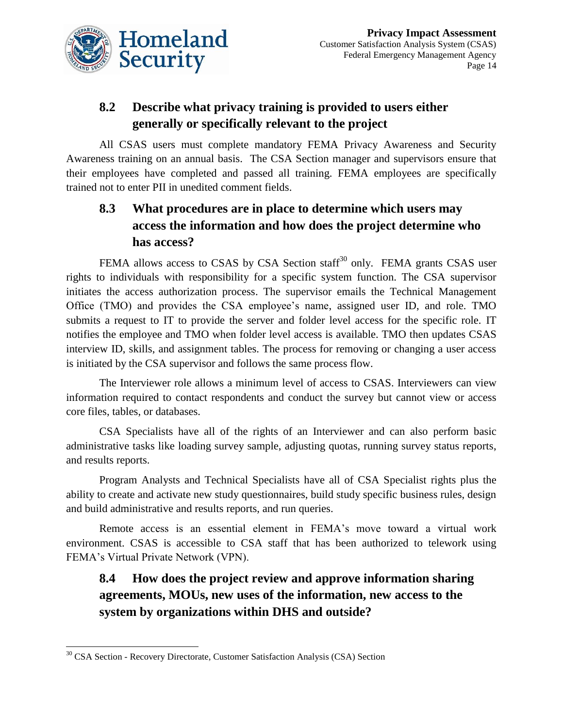### 8.2 Describe what privacy training is provided to users either generally or specifically relevant to the project

All CSAS users must complete mandatory FEMA Privacy Awareness and Security Awareness training on an annual basis. The CSA Section manager and supervisors ensure that their employees have completed and passed all training. FEMA employees are specifically trained not to enter PII in unedited comment fields.

### 8.3 What procedures are in place to determine which users may access the information and how does the project determine who has access?

FEMA allows access to CSAS by CSA Section staff[30] only. FEMA grants CSAS user rights to individuals with responsibility for a specific system function. The CSA supervisor initiates the access authorization process. The supervisor emails the Technical Management Office (TMO) and provides the CSA employee's name, assigned user ID, and role. TMO submits a request to IT to provide the server and folder level access for the specific role. IT notifies the employee and TMO when folder level access is available. TMO then updates CSAS interview ID, skills, and assignment tables. The process for removing or changing a user access is initiated by the CSA supervisor and follows the same process flow.

The Interviewer role allows a minimum level of access to CSAS. Interviewers can view information required to contact respondents and conduct the survey but cannot view or access core files, tables, or databases.

CSA Specialists have all of the rights of an Interviewer and can also perform basic administrative tasks like loading survey sample, adjusting quotas, running survey status reports, and results reports.

Program Analysts and Technical Specialists have all of CSA Specialist rights plus the ability to create and activate new study questionnaires, build study specific business rules, design and build administrative and results reports, and run queries.

Remote access is an essential element in FEMA's move toward a virtual work environment. CSAS is accessible to CSA staff that has been authorized to telework using FEMA's Virtual Private Network (VPN).

### 8.4 How does the project review and approve information sharing agreements, MOUs, new uses of the information, new access to the system by organizations within DHS and outside?

---

[30] CSA Section - Recovery Directorate, Customer Satisfaction Analysis (CSA) Section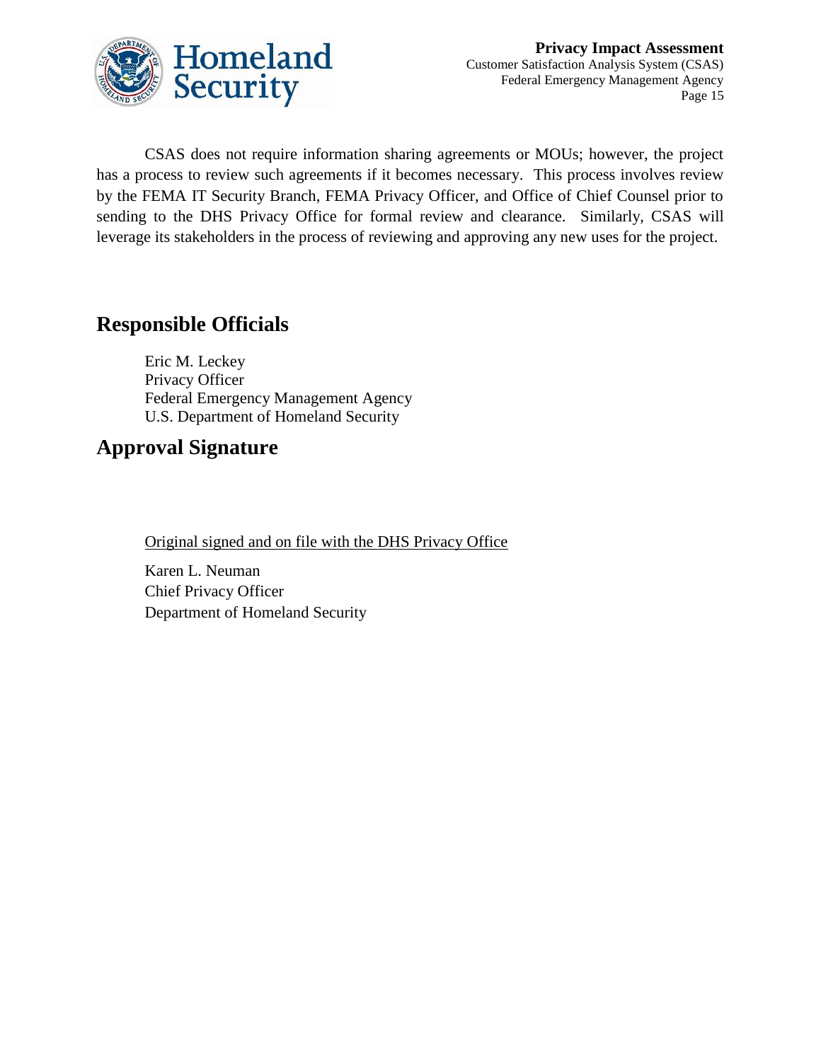CSAS does not require information sharing agreements or MOUs; however, the project has a process to review such agreements if it becomes necessary. This process involves review by the FEMA IT Security Branch, FEMA Privacy Officer, and Office of Chief Counsel prior to sending to the DHS Privacy Office for formal review and clearance. Similarly, CSAS will leverage its stakeholders in the process of reviewing and approving any new uses for the project.

## Responsible Officials

Eric M. Leckey
Privacy Officer
Federal Emergency Management Agency
U.S. Department of Homeland Security

## Approval Signature

Original signed and on file with the DHS Privacy Office

Karen L. Neuman
Chief Privacy Officer
Department of Homeland Security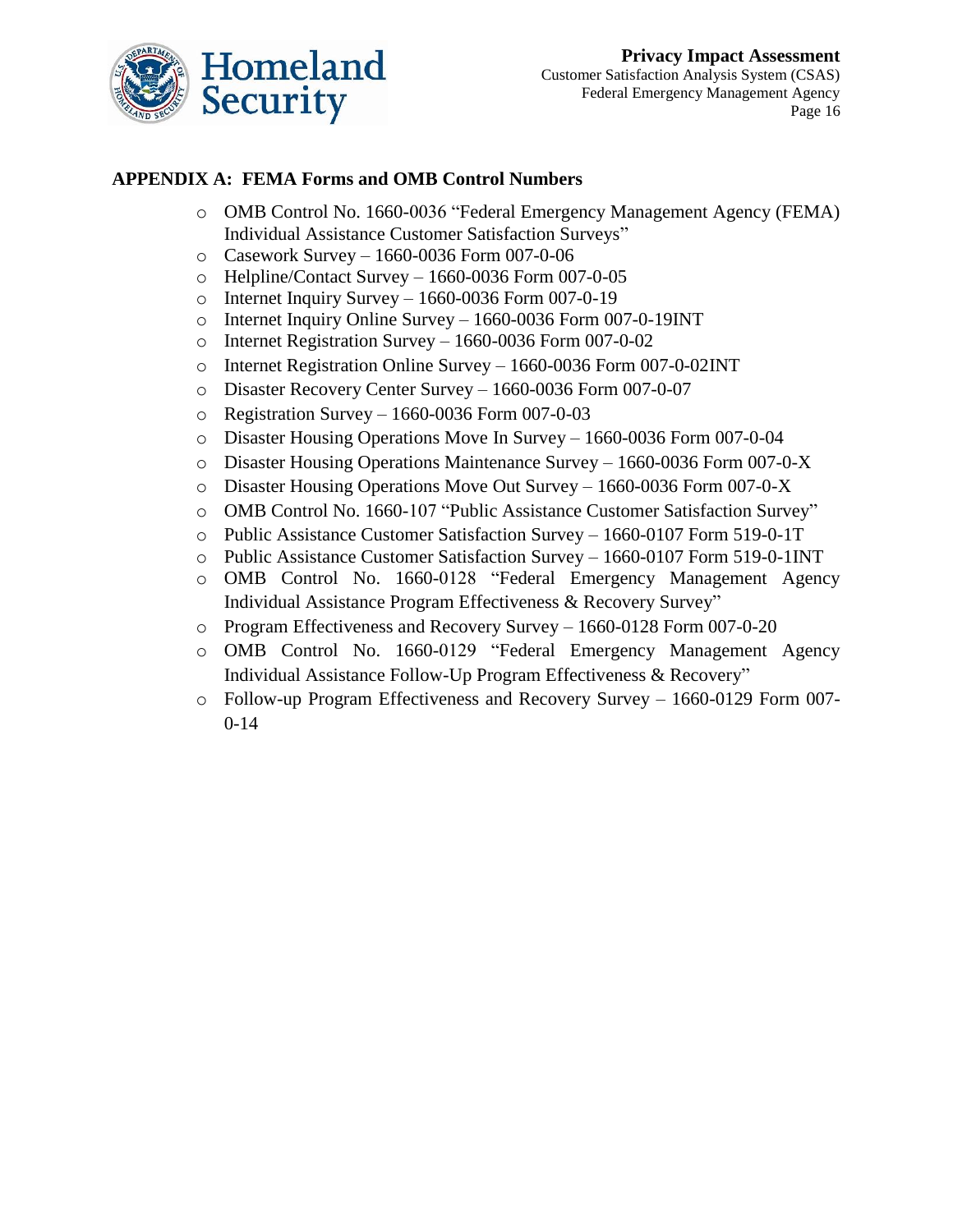## APPENDIX A: FEMA Forms and OMB Control Numbers

- OMB Control No. 1660-0036 "Federal Emergency Management Agency (FEMA) Individual Assistance Customer Satisfaction Surveys"
- Casework Survey – 1660-0036 Form 007-0-06
- Helpline/Contact Survey – 1660-0036 Form 007-0-05
- Internet Inquiry Survey – 1660-0036 Form 007-0-19
- Internet Inquiry Online Survey – 1660-0036 Form 007-0-19INT
- Internet Registration Survey – 1660-0036 Form 007-0-02
- Internet Registration Online Survey – 1660-0036 Form 007-0-02INT
- Disaster Recovery Center Survey – 1660-0036 Form 007-0-07
- Registration Survey – 1660-0036 Form 007-0-03
- Disaster Housing Operations Move In Survey – 1660-0036 Form 007-0-04
- Disaster Housing Operations Maintenance Survey – 1660-0036 Form 007-0-X
- Disaster Housing Operations Move Out Survey – 1660-0036 Form 007-0-X
- OMB Control No. 1660-107 "Public Assistance Customer Satisfaction Survey"
- Public Assistance Customer Satisfaction Survey – 1660-0107 Form 519-0-1T
- Public Assistance Customer Satisfaction Survey – 1660-0107 Form 519-0-1INT
- OMB Control No. 1660-0128 "Federal Emergency Management Agency Individual Assistance Program Effectiveness & Recovery Survey"
- Program Effectiveness and Recovery Survey – 1660-0128 Form 007-0-20
- OMB Control No. 1660-0129 "Federal Emergency Management Agency Individual Assistance Follow-Up Program Effectiveness & Recovery"
- Follow-up Program Effectiveness and Recovery Survey – 1660-0129 Form 007-0-14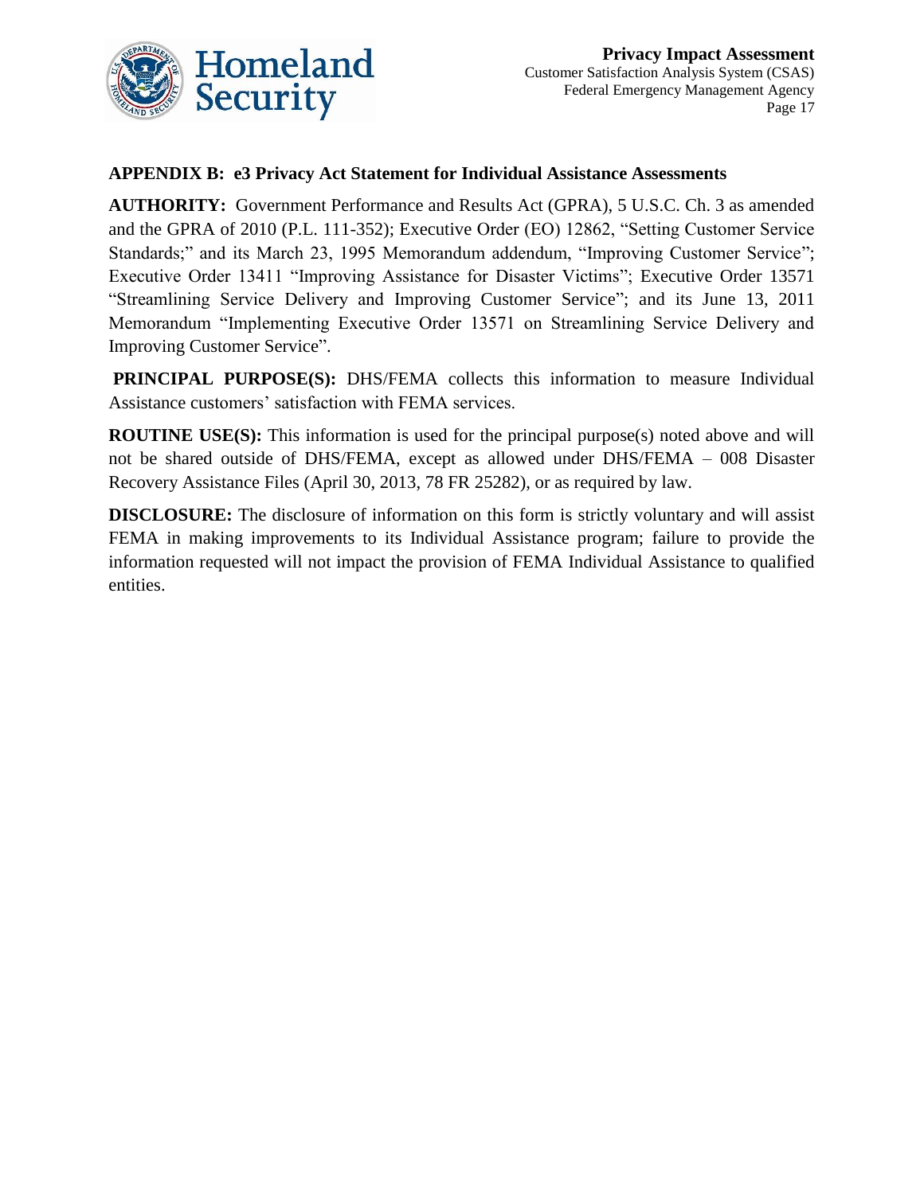## APPENDIX B: e3 Privacy Act Statement for Individual Assistance Assessments

**AUTHORITY:** Government Performance and Results Act (GPRA), 5 U.S.C. Ch. 3 as amended and the GPRA of 2010 (P.L. 111-352); Executive Order (EO) 12862, "Setting Customer Service Standards;" and its March 23, 1995 Memorandum addendum, "Improving Customer Service"; Executive Order 13411 "Improving Assistance for Disaster Victims"; Executive Order 13571 "Streamlining Service Delivery and Improving Customer Service"; and its June 13, 2011 Memorandum "Implementing Executive Order 13571 on Streamlining Service Delivery and Improving Customer Service".

**PRINCIPAL PURPOSE(S):** DHS/FEMA collects this information to measure Individual Assistance customers' satisfaction with FEMA services.

**ROUTINE USE(S):** This information is used for the principal purpose(s) noted above and will not be shared outside of DHS/FEMA, except as allowed under DHS/FEMA – 008 Disaster Recovery Assistance Files (April 30, 2013, 78 FR 25282), or as required by law.

**DISCLOSURE:** The disclosure of information on this form is strictly voluntary and will assist FEMA in making improvements to its Individual Assistance program; failure to provide the information requested will not impact the provision of FEMA Individual Assistance to qualified entities.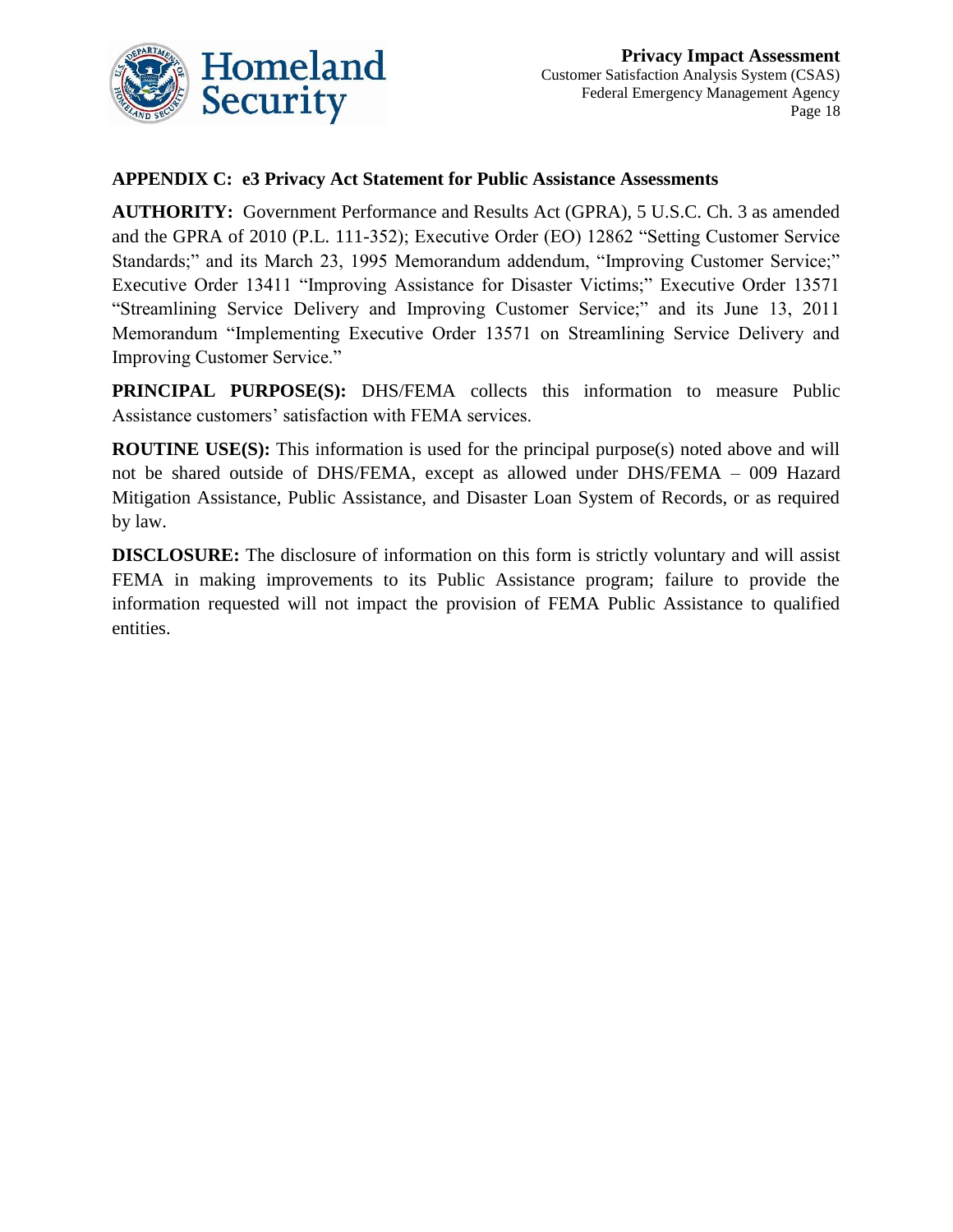## APPENDIX C: e3 Privacy Act Statement for Public Assistance Assessments

**AUTHORITY:** Government Performance and Results Act (GPRA), 5 U.S.C. Ch. 3 as amended and the GPRA of 2010 (P.L. 111-352); Executive Order (EO) 12862 "Setting Customer Service Standards;" and its March 23, 1995 Memorandum addendum, "Improving Customer Service;" Executive Order 13411 "Improving Assistance for Disaster Victims;" Executive Order 13571 "Streamlining Service Delivery and Improving Customer Service;" and its June 13, 2011 Memorandum "Implementing Executive Order 13571 on Streamlining Service Delivery and Improving Customer Service."

**PRINCIPAL PURPOSE(S):** DHS/FEMA collects this information to measure Public Assistance customers' satisfaction with FEMA services.

**ROUTINE USE(S):** This information is used for the principal purpose(s) noted above and will not be shared outside of DHS/FEMA, except as allowed under DHS/FEMA – 009 Hazard Mitigation Assistance, Public Assistance, and Disaster Loan System of Records, or as required by law.

**DISCLOSURE:** The disclosure of information on this form is strictly voluntary and will assist FEMA in making improvements to its Public Assistance program; failure to provide the information requested will not impact the provision of FEMA Public Assistance to qualified entities.